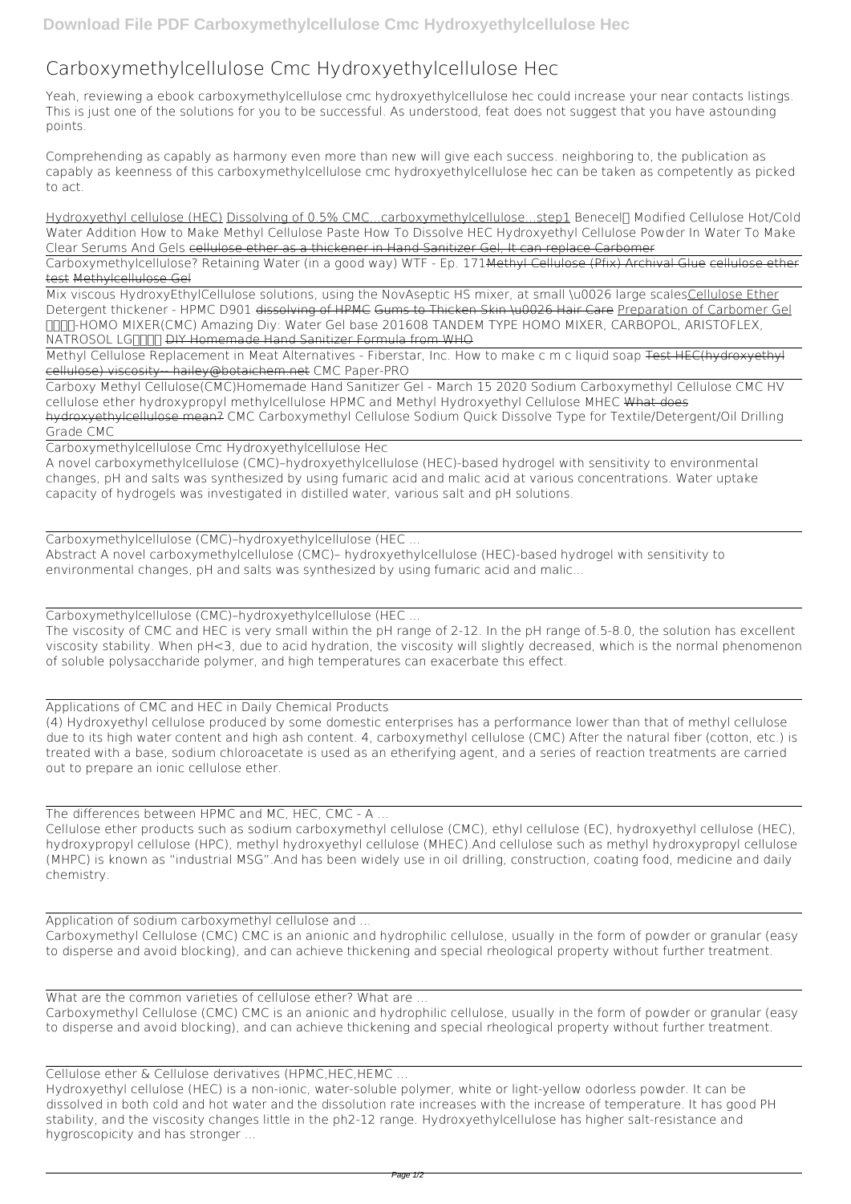# Carboxymethylcellulose Cmc Hydroxyethylcellulose Hec

Yeah, reviewing a ebook carboxymethylcellulose cmc hydroxyethylcellulose hec could increase your near contacts listings. This is just one of the solutions for you to be successful. As understood, feat does not suggest that you have astounding points.

Comprehending as capably as harmony even more than new will give each success. neighboring to, the publication as capably as keenness of this carboxymethylcellulose cmc hydroxyethylcellulose hec can be taken as competently as picked to act.

Hydroxyethyl cellulose (HEC) Dissolving of 0.5% CMC...carboxymethylcellulose...step1 *Benecel™ Modified Cellulose Hot/Cold Water Addition* *How to Make Methyl Cellulose Paste* *How To Dissolve HEC Hydroxyethyl Cellulose Powder In Water To Make Clear Serums And Gels* cellulose ether as a thickener in Hand Sanitizer Gel, It can replace Carbomer

Carboxymethylcellulose? Retaining Water (in a good way) WTF - Ep. 171Methyl Cellulose (Pfix) Archival Glue cellulose ether test Methylcellulose Gel

Mix viscous HydroxyEthylCellulose solutions, using the NovAseptic HS mixer, at small \u0026 large scalesCellulose Ether *Detergent thickener - HPMC D901* dissolving of HPMC Gums to Thicken Skin \u0026 Hair Care Preparation of Carbomer Gel *真空乳化-HOMO MIXER(CMC)* *Amazing Diy: Water Gel base 201608* *TANDEM TYPE HOMO MIXER, CARBOPOL, ARISTOFLEX, NATROSOL LG溶解動画* DIY Homemade Hand Sanitizer Formula from WHO

Methyl Cellulose Replacement in Meat Alternatives - Fiberstar, Inc. How to make c m c liquid soap Test HEC(hydroxyethyl cellulose) viscosity-- hailey@botaichem.net *CMC Paper-PRO*

Carboxy Methyl Cellulose(CMC)*Homemade Hand Sanitizer Gel - March 15 2020* *Sodium Carboxymethyl Cellulose CMC HV* *cellulose ether hydroxypropyl methylcellulose HPMC and Methyl Hydroxyethyl Cellulose MHEC* What does hydroxyethylcellulose mean? *CMC Carboxymethyl Cellulose Sodium Quick Dissolve Type for Textile/Detergent/Oil Drilling Grade CMC*

Carboxymethylcellulose Cmc Hydroxyethylcellulose Hec

A novel carboxymethylcellulose (CMC)–hydroxyethylcellulose (HEC)-based hydrogel with sensitivity to environmental changes, pH and salts was synthesized by using fumaric acid and malic acid at various concentrations. Water uptake capacity of hydrogels was investigated in distilled water, various salt and pH solutions.

Carboxymethylcellulose (CMC)–hydroxyethylcellulose (HEC ...

Abstract A novel carboxymethylcellulose (CMC)– hydroxyethylcellulose (HEC)-based hydrogel with sensitivity to environmental changes, pH and salts was synthesized by using fumaric acid and malic...

Carboxymethylcellulose (CMC)–hydroxyethylcellulose (HEC ...

The viscosity of CMC and HEC is very small within the pH range of 2-12. In the pH range of.5-8.0, the solution has excellent viscosity stability. When pH<3, due to acid hydration, the viscosity will slightly decreased, which is the normal phenomenon of soluble polysaccharide polymer, and high temperatures can exacerbate this effect.

Applications of CMC and HEC in Daily Chemical Products

(4) Hydroxyethyl cellulose produced by some domestic enterprises has a performance lower than that of methyl cellulose due to its high water content and high ash content. 4, carboxymethyl cellulose (CMC) After the natural fiber (cotton, etc.) is treated with a base, sodium chloroacetate is used as an etherifying agent, and a series of reaction treatments are carried out to prepare an ionic cellulose ether.

The differences between HPMC and MC, HEC, CMC - A ...

Cellulose ether products such as sodium carboxymethyl cellulose (CMC), ethyl cellulose (EC), hydroxyethyl cellulose (HEC), hydroxypropyl cellulose (HPC), methyl hydroxyethyl cellulose (MHEC).And cellulose such as methyl hydroxypropyl cellulose (MHPC) is known as "industrial MSG".And has been widely use in oil drilling, construction, coating food, medicine and daily chemistry.

Application of sodium carboxymethyl cellulose and ...

Carboxymethyl Cellulose (CMC) CMC is an anionic and hydrophilic cellulose, usually in the form of powder or granular (easy to disperse and avoid blocking), and can achieve thickening and special rheological property without further treatment.

What are the common varieties of cellulose ether? What are ...

Carboxymethyl Cellulose (CMC) CMC is an anionic and hydrophilic cellulose, usually in the form of powder or granular (easy to disperse and avoid blocking), and can achieve thickening and special rheological property without further treatment.

Cellulose ether & Cellulose derivatives (HPMC,HEC,HEMC ...

Hydroxyethyl cellulose (HEC) is a non-ionic, water-soluble polymer, white or light-yellow odorless powder. It can be dissolved in both cold and hot water and the dissolution rate increases with the increase of temperature. It has good PH stability, and the viscosity changes little in the ph2-12 range. Hydroxyethylcellulose has higher salt-resistance and hygroscopicity and has stronger ...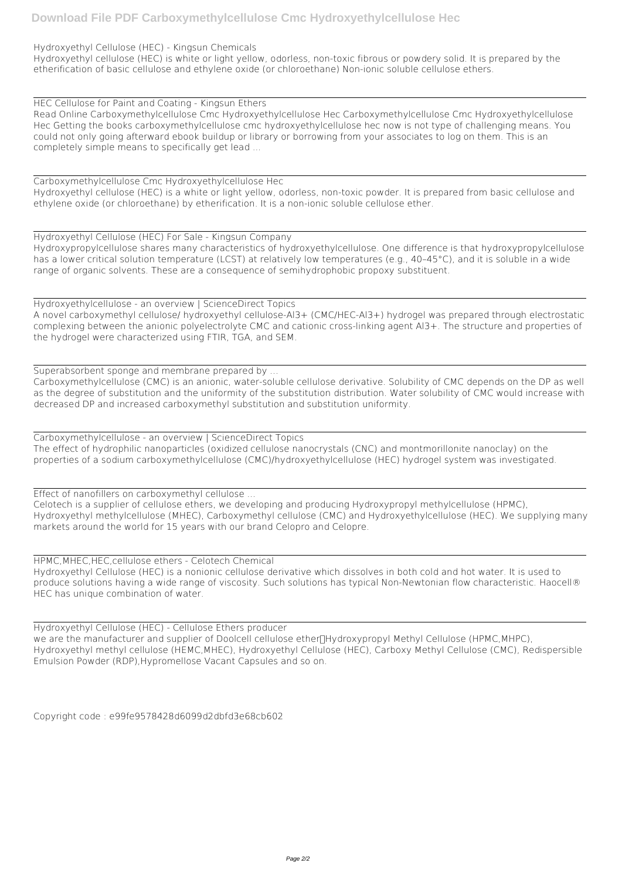Hydroxyethyl Cellulose (HEC) - Kingsun Chemicals

Hydroxyethyl cellulose (HEC) is white or light yellow, odorless, non-toxic fibrous or powdery solid. It is prepared by the etherification of basic cellulose and ethylene oxide (or chloroethane) Non-ionic soluble cellulose ethers.

HEC Cellulose for Paint and Coating - Kingsun Ethers

Read Online Carboxymethylcellulose Cmc Hydroxyethylcellulose Hec Carboxymethylcellulose Cmc Hydroxyethylcellulose Hec Getting the books carboxymethylcellulose cmc hydroxyethylcellulose hec now is not type of challenging means. You could not only going afterward ebook buildup or library or borrowing from your associates to log on them. This is an completely simple means to specifically get lead ...

Carboxymethylcellulose Cmc Hydroxyethylcellulose Hec

Hydroxyethyl cellulose (HEC) is a white or light yellow, odorless, non-toxic powder. It is prepared from basic cellulose and ethylene oxide (or chloroethane) by etherification. It is a non-ionic soluble cellulose ether.

Hydroxyethyl Cellulose (HEC) For Sale - Kingsun Company

Hydroxypropylcellulose shares many characteristics of hydroxyethylcellulose. One difference is that hydroxypropylcellulose has a lower critical solution temperature (LCST) at relatively low temperatures (e.g., 40–45°C), and it is soluble in a wide range of organic solvents. These are a consequence of semihydrophobic propoxy substituent.

Hydroxyethylcellulose - an overview | ScienceDirect Topics

A novel carboxymethyl cellulose/ hydroxyethyl cellulose-$Al^{3+}$ (CMC/HEC-$Al^{3+}$) hydrogel was prepared through electrostatic complexing between the anionic polyelectrolyte CMC and cationic cross-linking agent $Al^{3+}$. The structure and properties of the hydrogel were characterized using FTIR, TGA, and SEM.

Superabsorbent sponge and membrane prepared by ...

Carboxymethylcellulose (CMC) is an anionic, water-soluble cellulose derivative. Solubility of CMC depends on the DP as well as the degree of substitution and the uniformity of the substitution distribution. Water solubility of CMC would increase with decreased DP and increased carboxymethyl substitution and substitution uniformity.

Carboxymethylcellulose - an overview | ScienceDirect Topics

The effect of hydrophilic nanoparticles (oxidized cellulose nanocrystals (CNC) and montmorillonite nanoclay) on the properties of a sodium carboxymethylcellulose (CMC)/hydroxyethylcellulose (HEC) hydrogel system was investigated.

Effect of nanofillers on carboxymethyl cellulose ...

Celotech is a supplier of cellulose ethers, we developing and producing Hydroxypropyl methylcellulose (HPMC), Hydroxyethyl methylcellulose (MHEC), Carboxymethyl cellulose (CMC) and Hydroxyethylcellulose (HEC). We supplying many markets around the world for 15 years with our brand Celopro and Celopre.

HPMC,MHEC,HEC,cellulose ethers - Celotech Chemical

Hydroxyethyl Cellulose (HEC) is a nonionic cellulose derivative which dissolves in both cold and hot water. It is used to produce solutions having a wide range of viscosity. Such solutions has typical Non-Newtonian flow characteristic. Haocell® HEC has unique combination of water.

Hydroxyethyl Cellulose (HEC) - Cellulose Ethers producer

we are the manufacturer and supplier of Doolcell cellulose ether：Hydroxypropyl Methyl Cellulose (HPMC,MHPC), Hydroxyethyl methyl cellulose (HEMC,MHEC), Hydroxyethyl Cellulose (HEC), Carboxy Methyl Cellulose (CMC), Redispersible Emulsion Powder (RDP),Hypromellose Vacant Capsules and so on.

Copyright code : e99fe9578428d6099d2dbfd3e68cb602